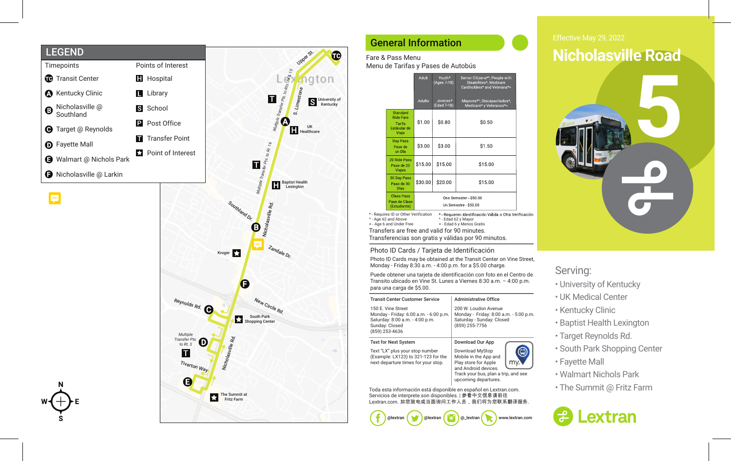Effective May 29, 2022

# Nicholasville Road

# 5

Serving:

- University of Kentucky
- UK Medical Center
- Kentucky Clinic
- Baptist Health Lexington
- Target Reynolds Rd.
- South Park Shopping Center
- Fayette Mall
- Walmart Nichols Park
- The Summit @ Fritz Farm

Lextran

## LEGEND

| Timepoints | Points of Interest |
|---|---|
| TC Transit Center | H Hospital |
| A Kentucky Clinic | L Library |
| B Nicholasville @ Southland | S School |
| C Target @ Reynolds | P Post Office |
| D Fayette Mall | T Transfer Point |
| E Walmart @ Nichols Park | ★ Point of Interest |
| F Nicholasville @ Larkin | |

Lexington — Upper St. — Multiple Transfer Pts. to Rts. 14 & 15 — S. Limestone — University of Kentucky — UK Healthcare — Multiple Transfer Pts. to Rt 16 — Baptist Health Lexington — Southland Dr. — Nicholasville Rd. — Zandale Dr. — Kroger — New Circle Rd. — Reynolds Rd. — South Park Shopping Center — Multiple Transfer Pts. to Rt. 3 — Tiverton Way — The Summit at Fritz Farm

## General Information

Fare & Pass Menu
Menu de Tarifas y Pases de Autobús

| | Adult / Adulto | Youth+ (Ages 7-18) / Jovenes+ (Edad 7-18) | Senior Citizens^*, People with Disabilities*, Medicare Cardholders* and Veterans*< / Mayores^*, Discapacitados*, Medicare* y Veteranos*< |
|---|---|---|---|
| Standard Ride Fare / Tarifa Estándar de Viaje | $1.00 | $0.80 | $0.50 |
| Day Pass / Pase de un Día | $3.00 | $3.00 | $1.50 |
| 20 Ride Pass / Pase de 20 Viajes | $15.00 | $15.00 | $15.00 |
| 30 Day Pass / Pase de 30 Días | $30.00 | $20.00 | $15.00 |
| Class Pass / Pase de Clase (Estudiante) | One Semester - $50.00 / Un Semestre - $50.00 | | |

\* - Requires ID or Other Verification
^ - Age 62 and Above
+ - Age 6 and Under Free

\* - Requieren Identificación Válida o Otra Verificación
^ - Edad 62 y Mayor
+ - Edad 6 y Menos Gratis

Transfers are free and valid for 90 minutes.
Transferencias son gratis y válidas por 90 minutos.

### Photo ID Cards / Tarjeta de Identificación

Photo ID Cards may be obtained at the Transit Center on Vine Street, Monday - Friday 8:30 a.m. - 4:00 p.m. for a $5.00 charge.

Puede obtener una tarjeta de identificación con foto en el Centro de Transito ubicado en Vine St. Lunes a Viernes 8:30 a.m. – 4:00 p.m. para una carga de $5.00.

**Transit Center Customer Service**

150 E. Vine Street
Monday - Friday: 6:00 a.m. - 6:00 p.m.
Saturday: 8:00 a.m. - 4:00 p.m.
Sunday: Closed
(859) 253-4636

**Administrative Office**

200 W. Loudon Avenue
Monday - Friday: 8:00 a.m. - 5:00 p.m.
Saturday - Sunday: Closed
(859) 255-7756

**Text for Next System**

Text "LX" plus your stop number (Example: LX123) to 321-123 for the next departure times for your stop.

**Download Our App**

Download MyStop Mobile in the App and Play store for Apple and Android devices. Track your bus, plan a trip, and see upcoming departures.

Toda esta información está disponible en español en Lextran.com.
Servicios de interprete son disponibles. | 参看中文信息请前往 Lextran.com. 如您致电或当面询问工作人员，我们将为您联系翻译服务.

@lextran @lextran @_lextran www.lextran.com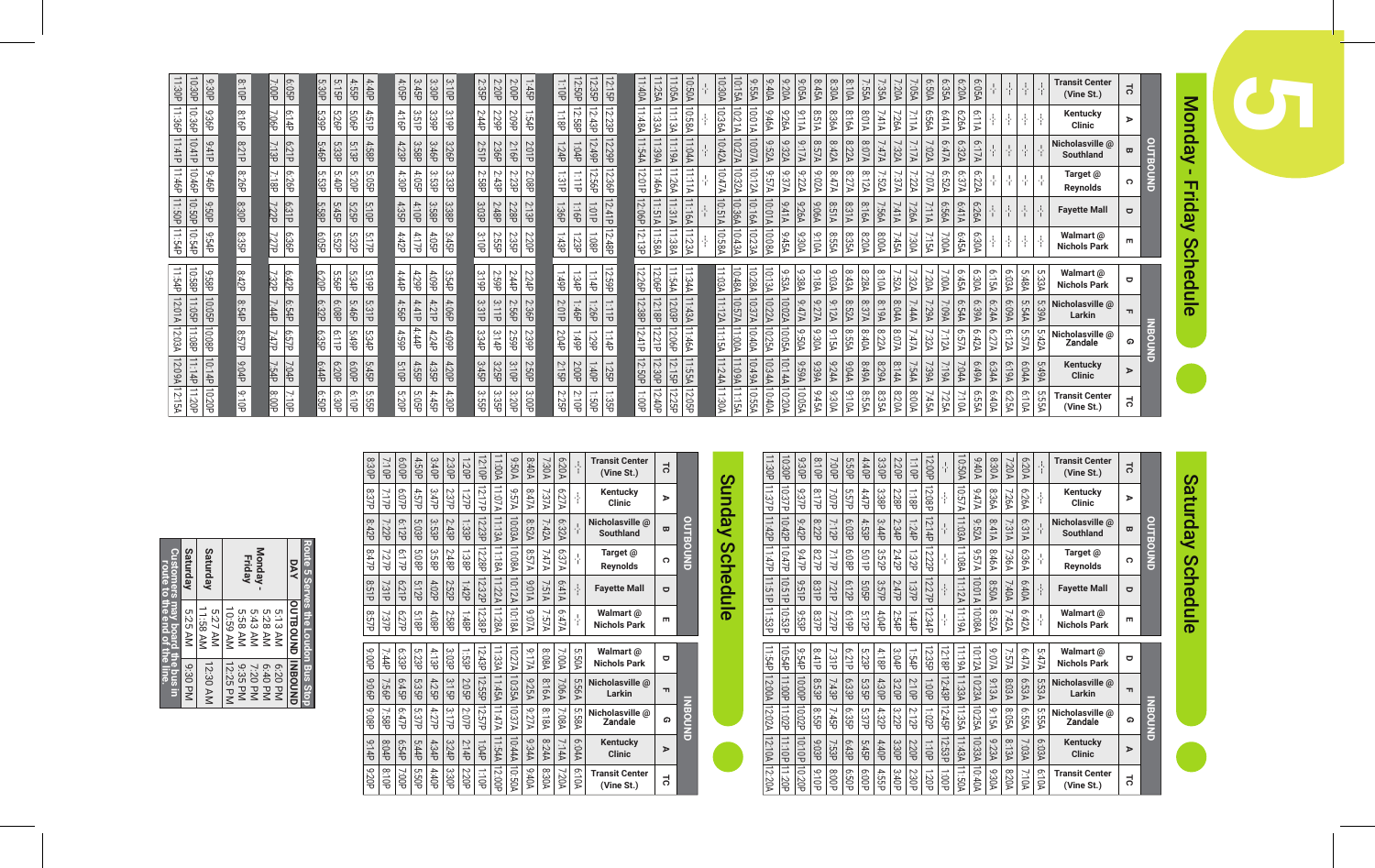# Monday - Friday Schedule

| OUTBOUND | | | | | | INBOUND | | | | |
|---|---|---|---|---|---|---|---|---|---|---|
| TC Transit Center (Vine St.) | A Kentucky Clinic | B Nicholasville @ Southland | C Target @ Reynolds | D Fayette Mall | E Walmart @ Nichols Park | D Walmart @ Nichols Park | F Nicholasville @ Larkin | G Nicholasville @ Zandale | A Kentucky Clinic | TC Transit Center (Vine St.) |
| -:- | -:- | -:- | -:- | -:- | -:- | 5:33A | 5:39A | 5:42A | 5:49A | 5:55A |
| -:- | -:- | -:- | -:- | -:- | -:- | 5:48A | 5:54A | 5:57A | 6:04A | 6:10A |
| -:- | -:- | -:- | -:- | -:- | -:- | 6:03A | 6:09A | 6:12A | 6:19A | 6:25A |
| -:- | -:- | -:- | -:- | -:- | -:- | 6:15A | 6:24A | 6:27A | 6:34A | 6:40A |
| 6:05A | 6:11A | 6:17A | 6:22A | 6:26A | 6:30A | 6:30A | 6:39A | 6:42A | 6:49A | 6:55A |
| 6:20A | 6:26A | 6:32A | 6:37A | 6:41A | 6:45A | 6:45A | 6:54A | 6:57A | 7:04A | 7:10A |
| 6:35A | 6:41A | 6:47A | 6:52A | 6:56A | 7:00A | 7:00A | 7:09A | 7:12A | 7:19A | 7:25A |
| 6:50A | 6:56A | 7:02A | 7:07A | 7:11A | 7:15A | 7:20A | 7:29A | 7:32A | 7:39A | 7:45A |
| 7:05A | 7:11A | 7:17A | 7:22A | 7:26A | 7:30A | 7:35A | 7:44A | 7:47A | 7:54A | 8:00A |
| 7:20A | 7:26A | 7:32A | 7:37A | 7:41A | 7:45A | 7:52A | 8:04A | 8:07A | 8:14A | 8:20A |
| 7:35A | 7:41A | 7:47A | 7:52A | 7:56A | 8:00A | 8:10A | 8:19A | 8:22A | 8:29A | 8:35A |
| 7:55A | 8:01A | 8:07A | 8:12A | 8:16A | 8:20A | 8:28A | 8:37A | 8:40A | 8:49A | 8:55A |
| 8:10A | 8:16A | 8:22A | 8:27A | 8:31A | 8:35A | 8:43A | 8:52A | 8:55A | 9:04A | 9:10A |
| 8:30A | 8:36A | 8:42A | 8:47A | 8:51A | 8:55A | 9:03A | 9:12A | 9:15A | 9:24A | 9:30A |
| 8:45A | 8:51A | 8:57A | 9:02A | 9:06A | 9:10A | 9:18A | 9:27A | 9:30A | 9:39A | 9:45A |
| 9:05A | 9:11A | 9:17A | 9:22A | 9:26A | 9:30A | 9:38A | 9:47A | 9:50A | 9:59A | 10:05A |
| 9:20A | 9:26A | 9:32A | 9:37A | 9:41A | 9:45A | 9:53A | 10:02A | 10:05A | 10:14A | 10:20A |
| 9:40A | 9:46A | 9:52A | 9:57A | 10:01A | 10:08A | 10:13A | 10:22A | 10:25A | 10:34A | 10:40A |
| 9:55A | 10:01A | 10:07A | 10:12A | 10:16A | 10:23A | 10:28A | 10:37A | 10:40A | 10:49A | 10:55A |
| 10:15A | 10:21A | 10:27A | 10:32A | 10:36A | 10:43A | 10:48A | 10:57A | 11:00A | 11:09A | 11:15A |
| 10:30A | 10:36A | 10:42A | 10:47A | 10:51A | 10:58A | 11:03A | 11:12A | 11:15A | 11:24A | 11:30A |
| -:- | -:- | -:- | -:- | -:- | -:- | | | | | |
| 10:50A | 10:58A | 11:04A | 11:11A | 11:16A | 11:23A | 11:34A | 11:43A | 11:46A | 11:55A | 12:05P |
| 11:05A | 11:13A | 11:19A | 11:26A | 11:31A | 11:38A | 11:54A | 12:03P | 12:06P | 12:15P | 12:25P |
| 11:25A | 11:33A | 11:39A | 11:46A | 11:51A | 11:58A | 12:06P | 12:18P | 12:21P | 12:30P | 12:40P |
| 11:40A | 11:48A | 11:54A | 12:01P | 12:06P | 12:13P | 12:26P | 12:38P | 12:41P | 12:50P | 1:00P |
| 12:15P | 12:23P | 12:29P | 12:36P | 12:41P | 12:48P | 12:59P | 1:11P | 1:14P | 1:25P | 1:35P |
| 12:35P | 12:43P | 12:49P | 12:56P | 1:01P | 1:08P | 1:14P | 1:26P | 1:29P | 1:40P | 1:50P |
| 12:50P | 12:58P | 1:04P | 1:11P | 1:16P | 1:23P | 1:34P | 1:46P | 1:49P | 2:00P | 2:10P |
| 1:10P | 1:18P | 1:24P | 1:31P | 1:36P | 1:43P | 1:49P | 2:01P | 2:04P | 2:15P | 2:25P |
| 1:45P | 1:54P | 2:01P | 2:08P | 2:13P | 2:20P | 2:24P | 2:36P | 2:39P | 2:50P | 3:00P |
| 2:00P | 2:09P | 2:16P | 2:23P | 2:28P | 2:35P | 2:44P | 2:56P | 2:59P | 3:10P | 3:20P |
| 2:20P | 2:29P | 2:36P | 2:43P | 2:48P | 2:55P | 2:59P | 3:11P | 3:14P | 3:25P | 3:35P |
| 2:35P | 2:44P | 2:51P | 2:58P | 3:03P | 3:10P | 3:19P | 3:31P | 3:34P | 3:45P | 3:55P |
| 3:10P | 3:19P | 3:26P | 3:33P | 3:38P | 3:45P | 3:54P | 4:06P | 4:09P | 4:20P | 4:30P |
| 3:30P | 3:39P | 3:46P | 3:53P | 3:58P | 4:05P | 4:09P | 4:21P | 4:24P | 4:35P | 4:45P |
| 3:45P | 3:51P | 3:58P | 4:05P | 4:10P | 4:17P | 4:29P | 4:41P | 4:44P | 4:55P | 5:05P |
| 4:05P | 4:16P | 4:23P | 4:30P | 4:35P | 4:42P | 4:44P | 4:56P | 4:59P | 5:10P | 5:20P |
| 4:40P | 4:51P | 4:58P | 5:05P | 5:10P | 5:17P | 5:19P | 5:31P | 5:34P | 5:45P | 5:55P |
| 4:55P | 5:06P | 5:13P | 5:20P | 5:25P | 5:32P | 5:34P | 5:46P | 5:49P | 6:00P | 6:10P |
| 5:15P | 5:26P | 5:33P | 5:40P | 5:45P | 5:52P | 5:56P | 6:08P | 6:11P | 6:20P | 6:30P |
| 5:30P | 5:39P | 5:46P | 5:53P | 5:58P | 6:05P | 6:20P | 6:32P | 6:35P | 6:44P | 6:50P |
| 6:05P | 6:14P | 6:21P | 6:26P | 6:31P | 6:36P | 6:42P | 6:54P | 6:57P | 7:04P | 7:10P |
| 7:00P | 7:06P | 7:13P | 7:18P | 7:22P | 7:27P | 7:32P | 7:44P | 7:47P | 7:54P | 8:00P |
| 8:10P | 8:16P | 8:21P | 8:26P | 8:30P | 8:35P | 8:42P | 8:54P | 8:57P | 9:04P | 9:10P |
| 9:30P | 9:36P | 9:41P | 9:46P | 9:50P | 9:54P | 9:58P | 10:05P | 10:08P | 10:14P | 10:20P |
| 10:30P | 10:36P | 10:41P | 10:46P | 10:50P | 10:54P | 10:58P | 11:05P | 11:08P | 11:14P | 11:20P |
| 11:30P | 11:36P | 11:41P | 11:46P | 11:50P | 11:54P | 11:54P | 12:01A | 12:03A | 12:09A | 12:15A |

# Saturday Schedule

| OUTBOUND | | | | | | INBOUND | | | | |
|---|---|---|---|---|---|---|---|---|---|---|
| TC Transit Center (Vine St.) | A Kentucky Clinic | B Nicholasville @ Southland | C Target @ Reynolds | D Fayette Mall | E Walmart @ Nichols Park | D Walmart @ Nichols Park | F Nicholasville @ Larkin | G Nicholasville @ Zandale | A Kentucky Clinic | TC Transit Center (Vine St.) |
| -:- | -:- | -:- | -:- | -:- | -:- | 5:47A | 5:53A | 5:55A | 6:03A | 6:10A |
| 6:20A | 6:26A | 6:31A | 6:36A | 6:40A | 6:42A | 6:47A | 6:53A | 6:55A | 7:03A | 7:10A |
| 7:20A | 7:26A | 7:31A | 7:36A | 7:40A | 7:42A | 7:57A | 8:03A | 8:05A | 8:13A | 8:20A |
| 8:30A | 8:36A | 8:41A | 8:46A | 8:50A | 8:52A | 9:07A | 9:13A | 9:15A | 9:23A | 9:30A |
| 9:40A | 9:47A | 9:52A | 9:57A | 10:01A | 10:08A | 10:12A | 10:23A | 10:25A | 10:33A | 10:40A |
| 10:50A | 10:57A | 11:03A | 11:08A | 11:12A | 11:19A | 11:19A | 11:33A | 11:35A | 11:43A | 11:50A |
| -:- | -:- | -:- | -:- | -:- | -:- | 12:18P | 12:43P | 12:45P | 12:53P | 1:00P |
| 12:00P | 12:08P | 12:14P | 12:22P | 12:27P | 12:34P | 12:35P | 1:00P | 1:02P | 1:10P | 1:20P |
| 1:10P | 1:18P | 1:24P | 1:32P | 1:37P | 1:44P | 1:54P | 2:10P | 2:12P | 2:20P | 2:30P |
| 2:20P | 2:28P | 2:34P | 2:42P | 2:47P | 2:54P | 3:04P | 3:20P | 3:22P | 3:30P | 3:40P |
| 3:30P | 3:38P | 3:44P | 3:52P | 3:57P | 4:04P | 4:18P | 4:30P | 4:32P | 4:40P | 4:55P |
| 4:40P | 4:47P | 4:53P | 5:01P | 5:05P | 5:12P | 5:23P | 5:35P | 5:37P | 5:45P | 6:00P |
| 5:50P | 5:57P | 6:03P | 6:08P | 6:12P | 6:19P | 6:21P | 6:33P | 6:35P | 6:43P | 6:50P |
| 7:00P | 7:07P | 7:12P | 7:17P | 7:21P | 7:27P | 7:31P | 7:43P | 7:45P | 7:53P | 8:00P |
| 8:10P | 8:17P | 8:22P | 8:27P | 8:31P | 8:37P | 8:41P | 8:53P | 8:55P | 9:03P | 9:10P |
| 9:30P | 9:37P | 9:42P | 9:47P | 9:51P | 9:53P | 9:54P | 10:00P | 10:02P | 10:10P | 10:20P |
| 10:30P | 10:37P | 10:42P | 10:47P | 10:51P | 10:53P | 10:54P | 11:00P | 11:02P | 11:10P | 11:20P |
| 11:30P | 11:37P | 11:42P | 11:47P | 11:51P | 11:53P | 11:54P | 12:00A | 12:02A | 12:10A | 12:20A |

# Sunday Schedule

| OUTBOUND | | | | | | INBOUND | | | | |
|---|---|---|---|---|---|---|---|---|---|---|
| TC Transit Center (Vine St.) | A Kentucky Clinic | B Nicholasville @ Southland | C Target @ Reynolds | D Fayette Mall | E Walmart @ Nichols Park | D Walmart @ Nichols Park | F Nicholasville @ Larkin | G Nicholasville @ Zandale | A Kentucky Clinic | TC Transit Center (Vine St.) |
| -:- | -:- | -:- | -:- | -:- | -:- | 5:50A | 5:56A | 5:58A | 6:04A | 6:10A |
| 6:20A | 6:27A | 6:32A | 6:37A | 6:41A | 6:47A | 7:00A | 7:06A | 7:08A | 7:14A | 7:20A |
| 7:30A | 7:37A | 7:42A | 7:47A | 7:51A | 7:57A | 8:08A | 8:16A | 8:18A | 8:24A | 8:30A |
| 8:40A | 8:47A | 8:52A | 8:57A | 9:01A | 9:07A | 9:17A | 9:25A | 9:27A | 9:34A | 9:40A |
| 9:50A | 9:57A | 10:03A | 10:08A | 10:12A | 10:18A | 10:27A | 10:35A | 10:37A | 10:44A | 10:50A |
| 11:00A | 11:07A | 11:13A | 11:18A | 11:22A | 11:28A | 11:33A | 11:45A | 11:47A | 11:54A | 12:00P |
| 12:10P | 12:17P | 12:23P | 12:28P | 12:32P | 12:38P | 12:43P | 12:55P | 12:57P | 1:04P | 1:10P |
| 1:20P | 1:27P | 1:33P | 1:38P | 1:42P | 1:48P | 1:53P | 2:05P | 2:07P | 2:14P | 2:20P |
| 2:30P | 2:37P | 2:43P | 2:48P | 2:52P | 2:58P | 3:03P | 3:15P | 3:17P | 3:24P | 3:30P |
| 3:40P | 3:47P | 3:53P | 3:58P | 4:02P | 4:08P | 4:13P | 4:25P | 4:27P | 4:34P | 4:40P |
| 4:50P | 4:57P | 5:03P | 5:08P | 5:12P | 5:18P | 5:23P | 5:35P | 5:37P | 5:44P | 5:50P |
| 6:00P | 6:07P | 6:12P | 6:17P | 6:21P | 6:27P | 6:33P | 6:45P | 6:47P | 6:54P | 7:00P |
| 7:10P | 7:17P | 7:22P | 7:27P | 7:31P | 7:37P | 7:44P | 7:56P | 7:58P | 8:04P | 8:10P |
| 8:30P | 8:37P | 8:42P | 8:47P | 8:51P | 8:57P | 9:00P | 9:06P | 9:08P | 9:14P | 9:20P |

**Route 5 Serves the Loudon Bus Stop**

| DAY | OUTBOUND | INBOUND |
|---|---|---|
| Monday - Friday | 5:13 AM<br>5:28 AM<br>5:43 AM<br>5:58 AM<br>10:59 AM | 6:20 PM<br>6:40 PM<br>7:20 PM<br>9:35 PM<br>12:25 PM |
| Saturday | 5:27 AM<br>11:58 AM | 12:30 AM |
| Saturday | 5:25 AM | 9:30 PM |

**Customers may board the bus in route to the end of the line.**